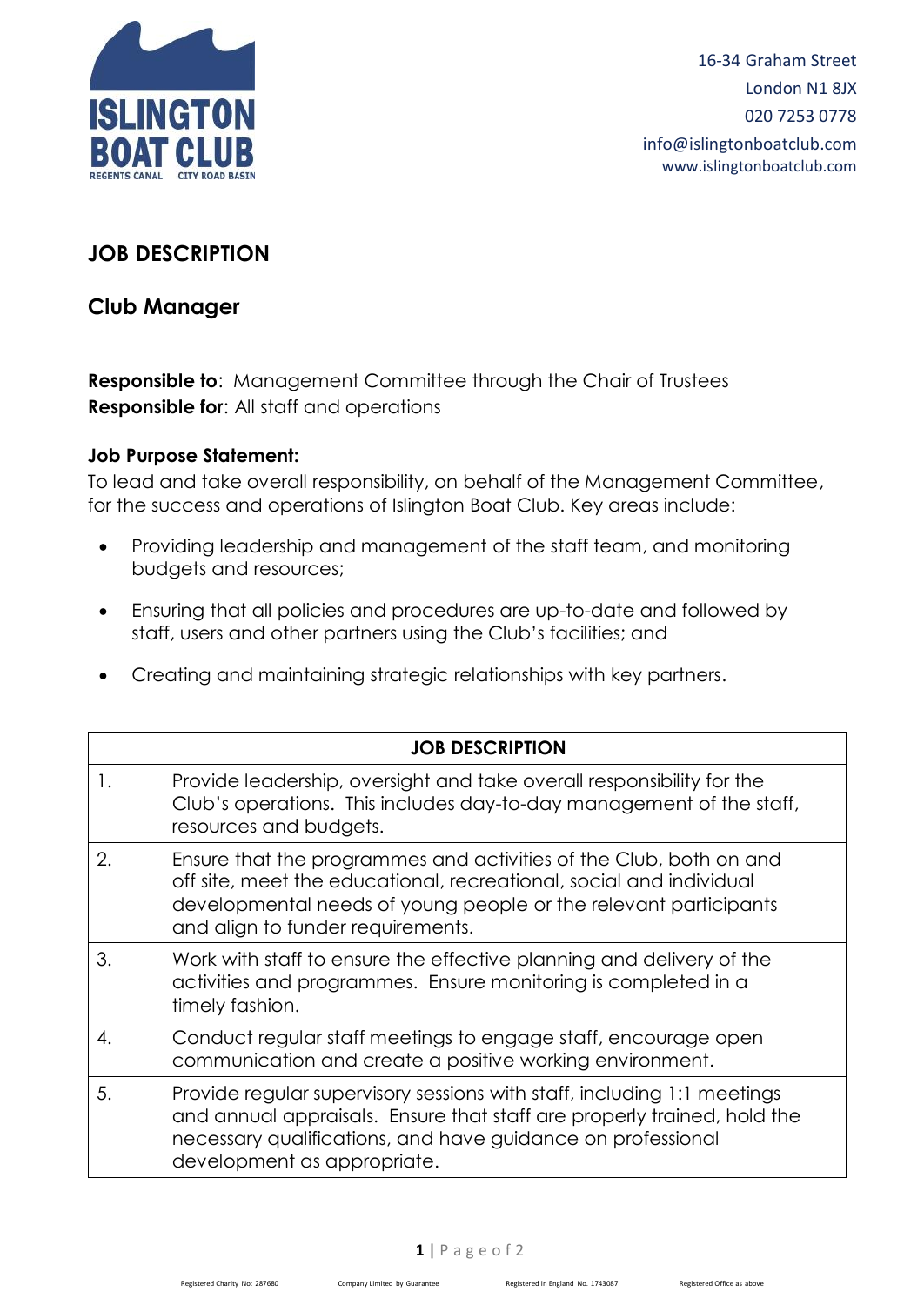ISLINGTON BOAT CLUB
REGENTS CANAL CITY ROAD BASIN

16-34 Graham Street
London N1 8JX
020 7253 0778
info@islingtonboatclub.com
www.islingtonboatclub.com

# JOB DESCRIPTION

## Club Manager

**Responsible to**: Management Committee through the Chair of Trustees
**Responsible for**: All staff and operations

**Job Purpose Statement:**
To lead and take overall responsibility, on behalf of the Management Committee, for the success and operations of Islington Boat Club. Key areas include:

- Providing leadership and management of the staff team, and monitoring budgets and resources;
- Ensuring that all policies and procedures are up-to-date and followed by staff, users and other partners using the Club's facilities; and
- Creating and maintaining strategic relationships with key partners.

| | JOB DESCRIPTION |
|---|---|
| 1. | Provide leadership, oversight and take overall responsibility for the Club's operations. This includes day-to-day management of the staff, resources and budgets. |
| 2. | Ensure that the programmes and activities of the Club, both on and off site, meet the educational, recreational, social and individual developmental needs of young people or the relevant participants and align to funder requirements. |
| 3. | Work with staff to ensure the effective planning and delivery of the activities and programmes. Ensure monitoring is completed in a timely fashion. |
| 4. | Conduct regular staff meetings to engage staff, encourage open communication and create a positive working environment. |
| 5. | Provide regular supervisory sessions with staff, including 1:1 meetings and annual appraisals. Ensure that staff are properly trained, hold the necessary qualifications, and have guidance on professional development as appropriate. |

Registered Charity No: 287680 Company Limited by Guarantee Registered in England No. 1743087 Registered Office as above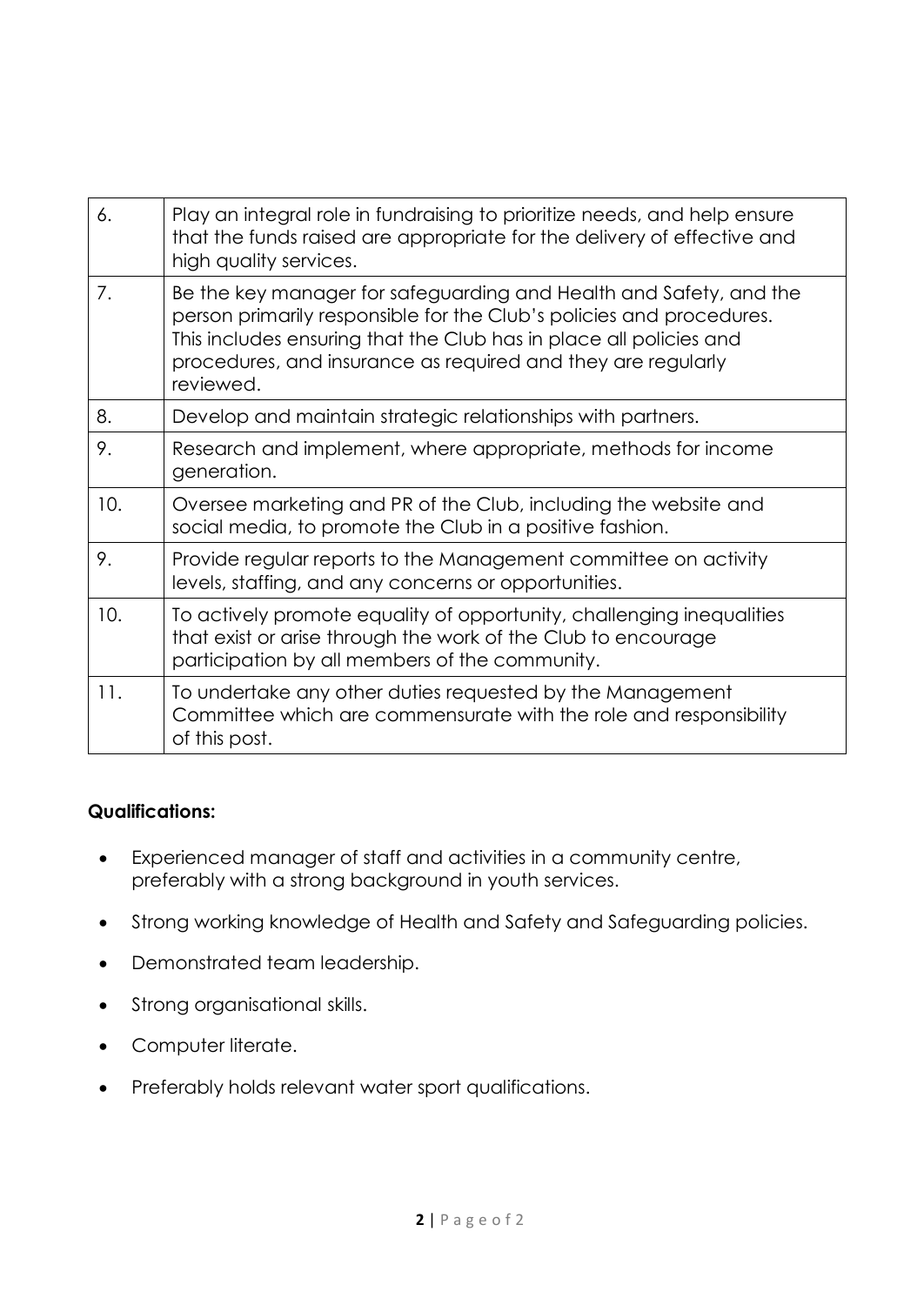| | |
|---|---|
| 6. | Play an integral role in fundraising to prioritize needs, and help ensure that the funds raised are appropriate for the delivery of effective and high quality services. |
| 7. | Be the key manager for safeguarding and Health and Safety, and the person primarily responsible for the Club's policies and procedures. This includes ensuring that the Club has in place all policies and procedures, and insurance as required and they are regularly reviewed. |
| 8. | Develop and maintain strategic relationships with partners. |
| 9. | Research and implement, where appropriate, methods for income generation. |
| 10. | Oversee marketing and PR of the Club, including the website and social media, to promote the Club in a positive fashion. |
| 9. | Provide regular reports to the Management committee on activity levels, staffing, and any concerns or opportunities. |
| 10. | To actively promote equality of opportunity, challenging inequalities that exist or arise through the work of the Club to encourage participation by all members of the community. |
| 11. | To undertake any other duties requested by the Management Committee which are commensurate with the role and responsibility of this post. |

**Qualifications:**

- Experienced manager of staff and activities in a community centre, preferably with a strong background in youth services.
- Strong working knowledge of Health and Safety and Safeguarding policies.
- Demonstrated team leadership.
- Strong organisational skills.
- Computer literate.
- Preferably holds relevant water sport qualifications.